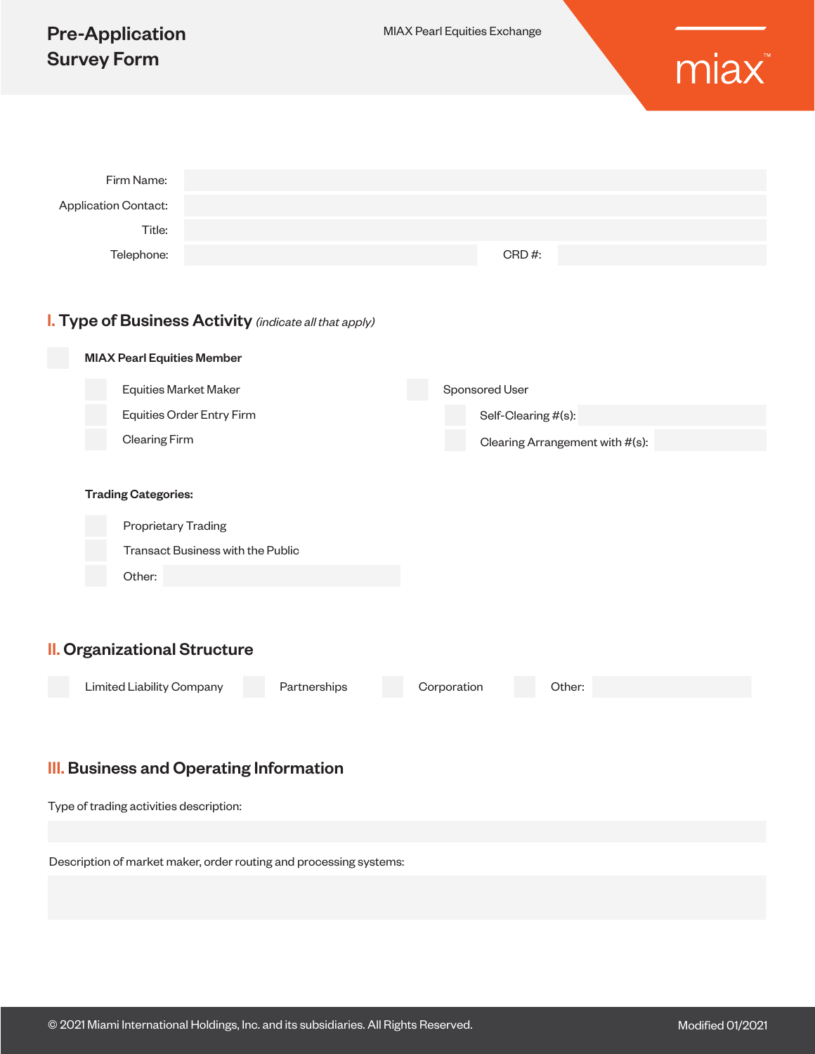# Pre-Application Survey Form

MIAX Pearl Equities Exchange

Firm Name:

Application Contact:

Title:

Telephone: CRD #:

## I. Type of Business Activity *(indicate all that apply)*

- [ ] **MIAX Pearl Equities Member**
  - [ ] Equities Market Maker
  - [ ] Equities Order Entry Firm
  - [ ] Clearing Firm
- [ ] Sponsored User
  - [ ] Self-Clearing #(s):
  - [ ] Clearing Arrangement with #(s):

**Trading Categories:**

- [ ] Proprietary Trading
- [ ] Transact Business with the Public
- [ ] Other:

## II. Organizational Structure

- [ ] Limited Liability Company
- [ ] Partnerships
- [ ] Corporation
- [ ] Other:

## III. Business and Operating Information

Type of trading activities description:

Description of market maker, order routing and processing systems:

© 2021 Miami International Holdings, Inc. and its subsidiaries. All Rights Reserved.

Modified 01/2021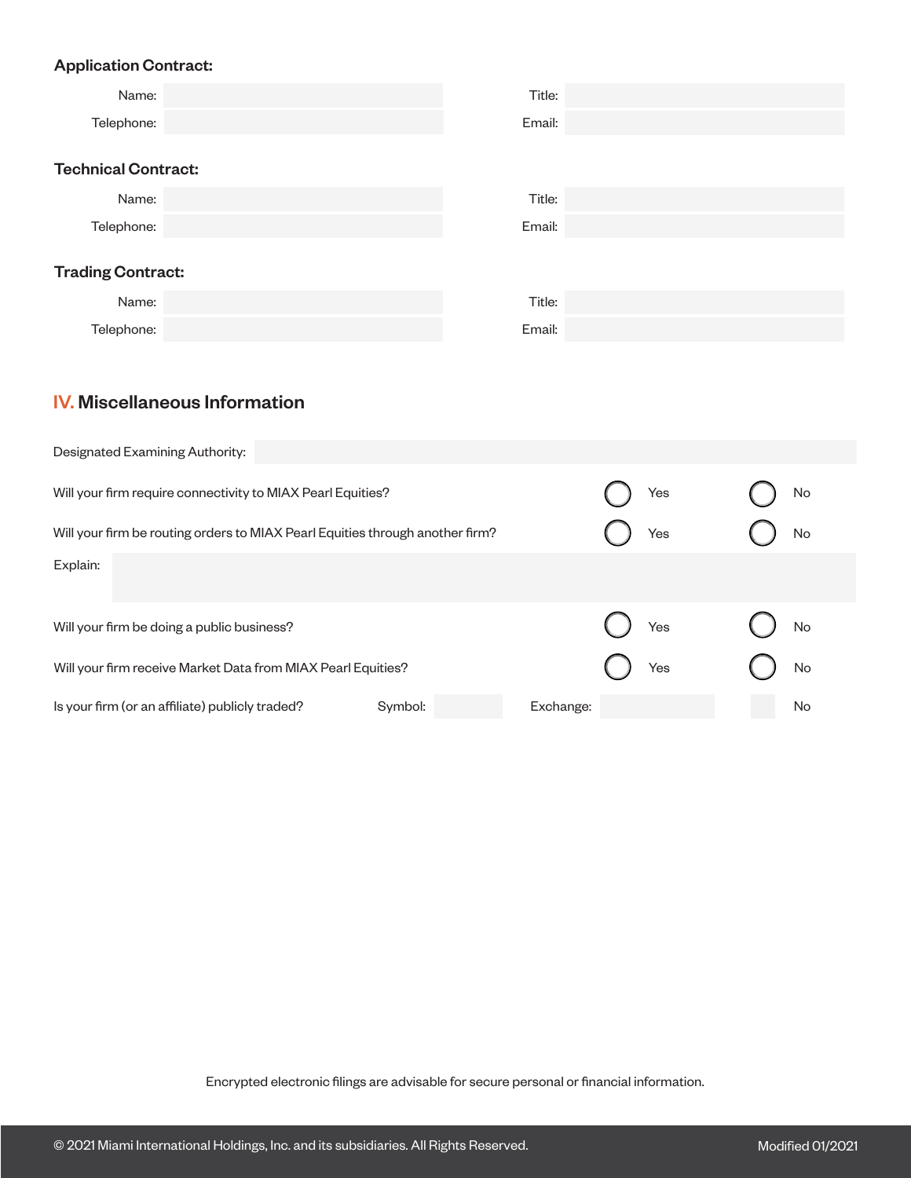**Application Contract:**

| | | | |
|---|---|---|---|
| Name: | | Title: | |
| Telephone: | | Email: | |

**Technical Contract:**

| | | | |
|---|---|---|---|
| Name: | | Title: | |
| Telephone: | | Email: | |

**Trading Contract:**

| | | | |
|---|---|---|---|
| Name: | | Title: | |
| Telephone: | | Email: | |

## IV. Miscellaneous Information

Designated Examining Authority:

Will your firm require connectivity to MIAX Pearl Equities? ◯ Yes ◯ No

Will your firm be routing orders to MIAX Pearl Equities through another firm? ◯ Yes ◯ No

Explain:

Will your firm be doing a public business? ◯ Yes ◯ No

Will your firm receive Market Data from MIAX Pearl Equities? ◯ Yes ◯ No

Is your firm (or an affiliate) publicly traded? Symbol: Exchange: No

Encrypted electronic filings are advisable for secure personal or financial information.

© 2021 Miami International Holdings, Inc. and its subsidiaries. All Rights Reserved. Modified 01/2021